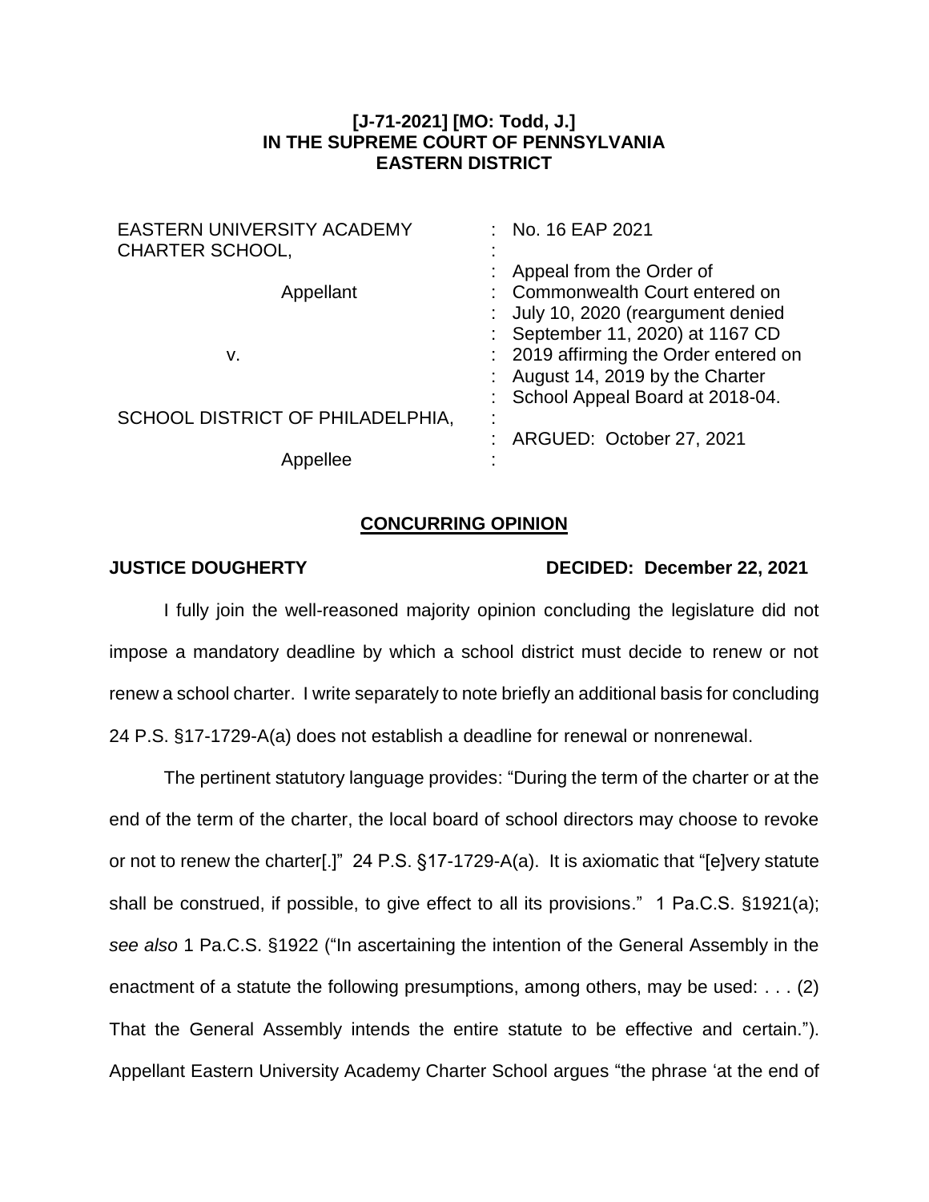**[J-71-2021] [MO: Todd, J.]**
**IN THE SUPREME COURT OF PENNSYLVANIA**
**EASTERN DISTRICT**

| | |
|---|---|
| EASTERN UNIVERSITY ACADEMY CHARTER SCHOOL, | : No. 16 EAP 2021 |
| Appellant | : Appeal from the Order of Commonwealth Court entered on July 10, 2020 (reargument denied September 11, 2020) at 1167 CD 2019 affirming the Order entered on August 14, 2019 by the Charter School Appeal Board at 2018-04. |
| v. | |
| SCHOOL DISTRICT OF PHILADELPHIA, | : ARGUED: October 27, 2021 |
| Appellee | |

**CONCURRING OPINION**

**JUSTICE DOUGHERTY** **DECIDED: December 22, 2021**

I fully join the well-reasoned majority opinion concluding the legislature did not impose a mandatory deadline by which a school district must decide to renew or not renew a school charter. I write separately to note briefly an additional basis for concluding 24 P.S. §17-1729-A(a) does not establish a deadline for renewal or nonrenewal.

The pertinent statutory language provides: "During the term of the charter or at the end of the term of the charter, the local board of school directors may choose to revoke or not to renew the charter[.]" 24 P.S. §17-1729-A(a). It is axiomatic that "[e]very statute shall be construed, if possible, to give effect to all its provisions." 1 Pa.C.S. §1921(a); *see also* 1 Pa.C.S. §1922 ("In ascertaining the intention of the General Assembly in the enactment of a statute the following presumptions, among others, may be used: . . . (2) That the General Assembly intends the entire statute to be effective and certain."). Appellant Eastern University Academy Charter School argues "the phrase 'at the end of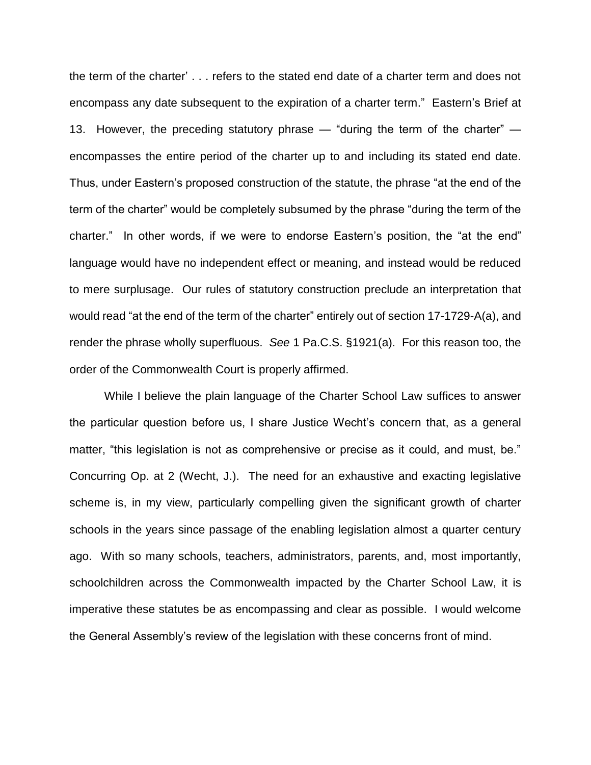the term of the charter' . . . refers to the stated end date of a charter term and does not encompass any date subsequent to the expiration of a charter term." Eastern's Brief at 13. However, the preceding statutory phrase — "during the term of the charter" — encompasses the entire period of the charter up to and including its stated end date. Thus, under Eastern's proposed construction of the statute, the phrase "at the end of the term of the charter" would be completely subsumed by the phrase "during the term of the charter." In other words, if we were to endorse Eastern's position, the "at the end" language would have no independent effect or meaning, and instead would be reduced to mere surplusage. Our rules of statutory construction preclude an interpretation that would read "at the end of the term of the charter" entirely out of section 17-1729-A(a), and render the phrase wholly superfluous. *See* 1 Pa.C.S. §1921(a). For this reason too, the order of the Commonwealth Court is properly affirmed.

While I believe the plain language of the Charter School Law suffices to answer the particular question before us, I share Justice Wecht's concern that, as a general matter, "this legislation is not as comprehensive or precise as it could, and must, be." Concurring Op. at 2 (Wecht, J.). The need for an exhaustive and exacting legislative scheme is, in my view, particularly compelling given the significant growth of charter schools in the years since passage of the enabling legislation almost a quarter century ago. With so many schools, teachers, administrators, parents, and, most importantly, schoolchildren across the Commonwealth impacted by the Charter School Law, it is imperative these statutes be as encompassing and clear as possible. I would welcome the General Assembly's review of the legislation with these concerns front of mind.